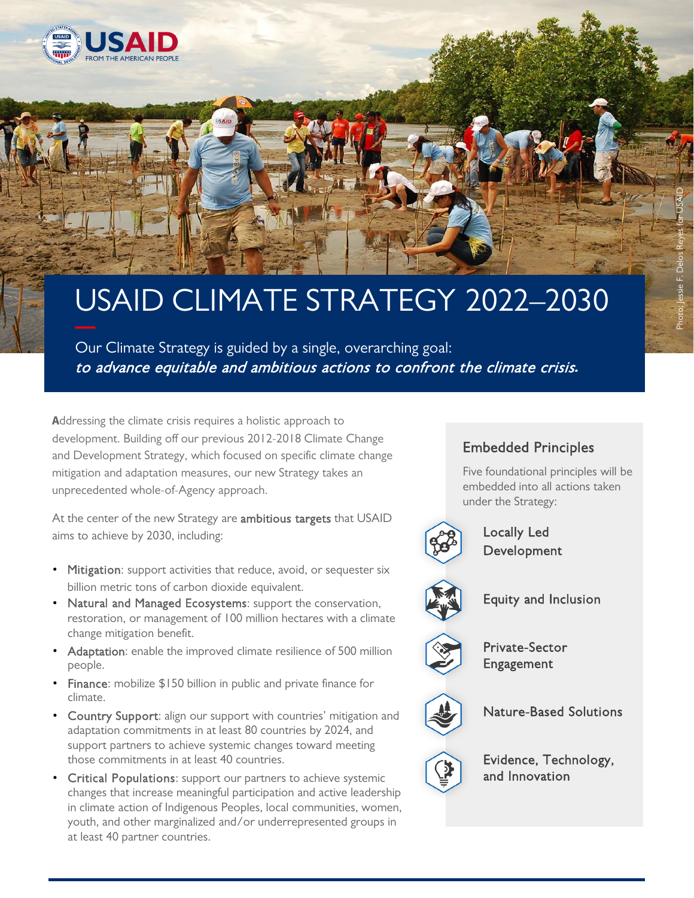USAID FROM THE AMERICAN PEOPLE

# USAID CLIMATE STRATEGY 2022–2030

Our Climate Strategy is guided by a single, overarching goal:
*to advance equitable and ambitious actions to confront the climate crisis.*

Photo: Jessie F. Delos Reyes for USAID

Addressing the climate crisis requires a holistic approach to development. Building off our previous 2012-2018 Climate Change and Development Strategy, which focused on specific climate change mitigation and adaptation measures, our new Strategy takes an unprecedented whole-of-Agency approach.

At the center of the new Strategy are **ambitious targets** that USAID aims to achieve by 2030, including:

- **Mitigation**: support activities that reduce, avoid, or sequester six billion metric tons of carbon dioxide equivalent.
- **Natural and Managed Ecosystems**: support the conservation, restoration, or management of 100 million hectares with a climate change mitigation benefit.
- **Adaptation**: enable the improved climate resilience of 500 million people.
- **Finance**: mobilize $150 billion in public and private finance for climate.
- **Country Support**: align our support with countries' mitigation and adaptation commitments in at least 80 countries by 2024, and support partners to achieve systemic changes toward meeting those commitments in at least 40 countries.
- **Critical Populations**: support our partners to achieve systemic changes that increase meaningful participation and active leadership in climate action of Indigenous Peoples, local communities, women, youth, and other marginalized and/or underrepresented groups in at least 40 partner countries.

## Embedded Principles

Five foundational principles will be embedded into all actions taken under the Strategy:

- Locally Led Development
- Equity and Inclusion
- Private-Sector Engagement
- Nature-Based Solutions
- Evidence, Technology, and Innovation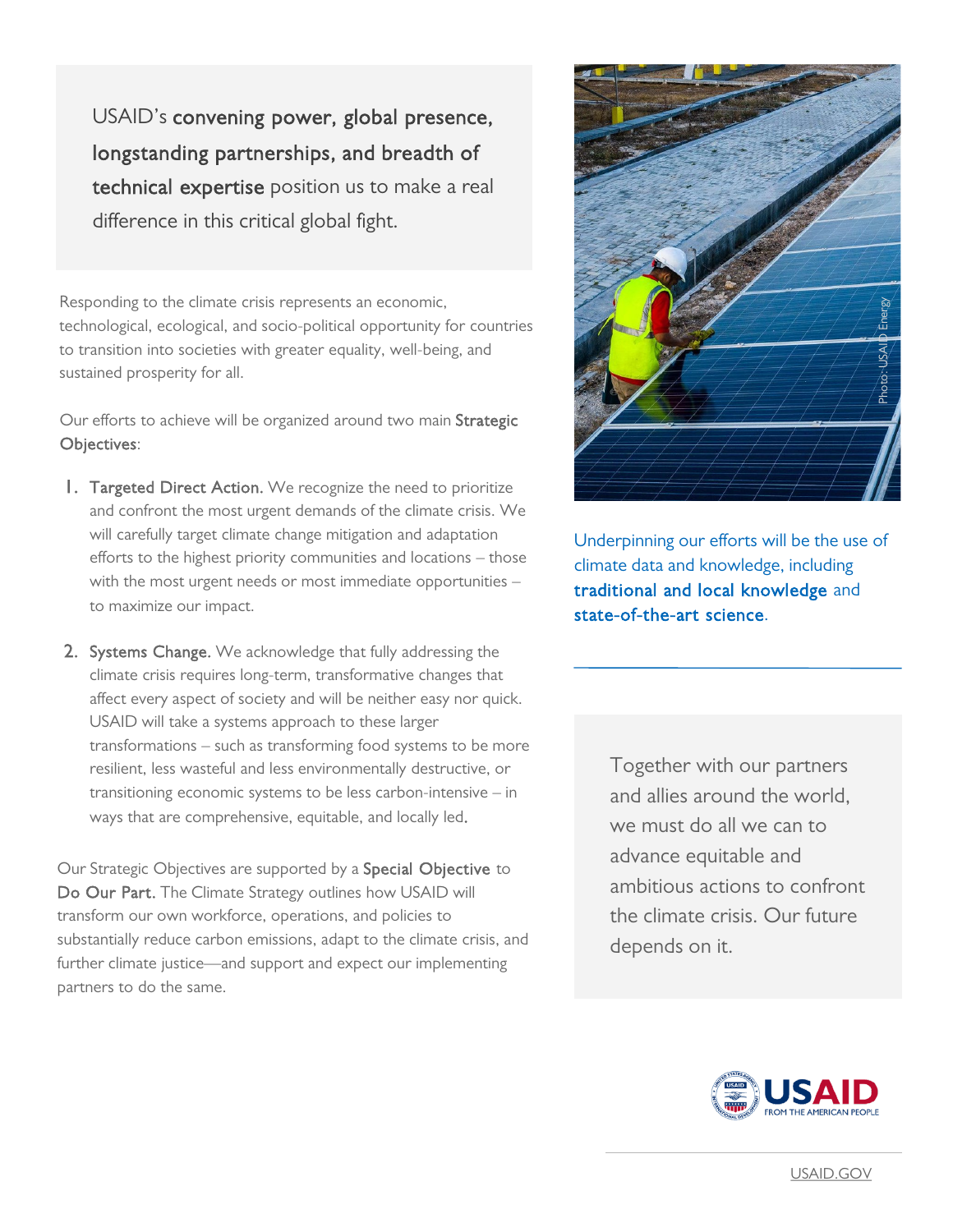USAID's **convening power, global presence, longstanding partnerships, and breadth of technical expertise** position us to make a real difference in this critical global fight.

Responding to the climate crisis represents an economic, technological, ecological, and socio-political opportunity for countries to transition into societies with greater equality, well-being, and sustained prosperity for all.

Our efforts to achieve will be organized around two main **Strategic Objectives**:

1. **Targeted Direct Action.** We recognize the need to prioritize and confront the most urgent demands of the climate crisis. We will carefully target climate change mitigation and adaptation efforts to the highest priority communities and locations – those with the most urgent needs or most immediate opportunities – to maximize our impact.

2. **Systems Change.** We acknowledge that fully addressing the climate crisis requires long-term, transformative changes that affect every aspect of society and will be neither easy nor quick. USAID will take a systems approach to these larger transformations – such as transforming food systems to be more resilient, less wasteful and less environmentally destructive, or transitioning economic systems to be less carbon-intensive – in ways that are comprehensive, equitable, and locally led.

Our Strategic Objectives are supported by a **Special Objective** to **Do Our Part.** The Climate Strategy outlines how USAID will transform our own workforce, operations, and policies to substantially reduce carbon emissions, adapt to the climate crisis, and further climate justice—and support and expect our implementing partners to do the same.

Photo: USAID Energy

Underpinning our efforts will be the use of climate data and knowledge, including **traditional and local knowledge** and **state-of-the-art science**.

Together with our partners and allies around the world, we must do all we can to advance equitable and ambitious actions to confront the climate crisis. Our future depends on it.

USAID FROM THE AMERICAN PEOPLE

USAID.GOV